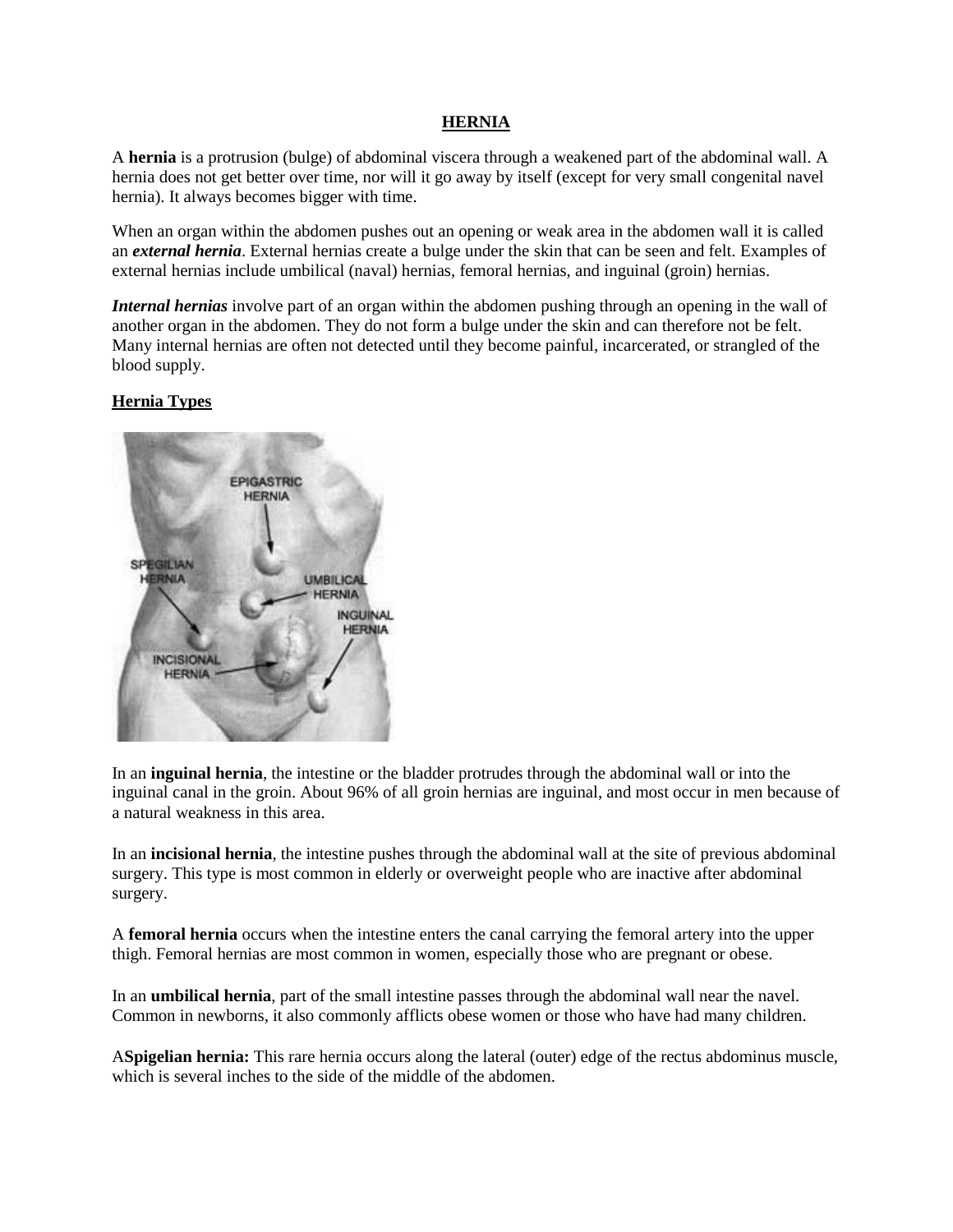# HERNIA

A **hernia** is a protrusion (bulge) of abdominal viscera through a weakened part of the abdominal wall. A hernia does not get better over time, nor will it go away by itself (except for very small congenital navel hernia). It always becomes bigger with time.

When an organ within the abdomen pushes out an opening or weak area in the abdomen wall it is called an ***external hernia***. External hernias create a bulge under the skin that can be seen and felt. Examples of external hernias include umbilical (naval) hernias, femoral hernias, and inguinal (groin) hernias.

***Internal hernias*** involve part of an organ within the abdomen pushing through an opening in the wall of another organ in the abdomen. They do not form a bulge under the skin and can therefore not be felt. Many internal hernias are often not detected until they become painful, incarcerated, or strangled of the blood supply.

## Hernia Types

In an **inguinal hernia**, the intestine or the bladder protrudes through the abdominal wall or into the inguinal canal in the groin. About 96% of all groin hernias are inguinal, and most occur in men because of a natural weakness in this area.

In an **incisional hernia**, the intestine pushes through the abdominal wall at the site of previous abdominal surgery. This type is most common in elderly or overweight people who are inactive after abdominal surgery.

A **femoral hernia** occurs when the intestine enters the canal carrying the femoral artery into the upper thigh. Femoral hernias are most common in women, especially those who are pregnant or obese.

In an **umbilical hernia**, part of the small intestine passes through the abdominal wall near the navel. Common in newborns, it also commonly afflicts obese women or those who have had many children.

A**Spigelian hernia:** This rare hernia occurs along the lateral (outer) edge of the rectus abdominus muscle, which is several inches to the side of the middle of the abdomen.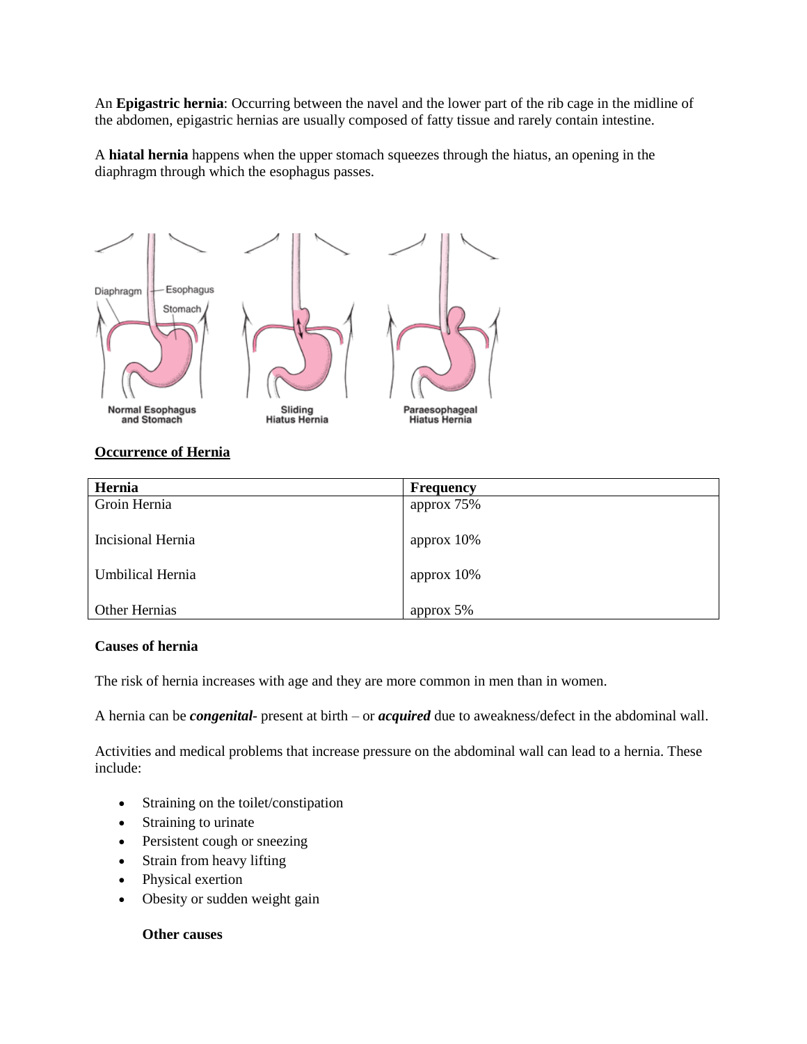An **Epigastric hernia**: Occurring between the navel and the lower part of the rib cage in the midline of the abdomen, epigastric hernias are usually composed of fatty tissue and rarely contain intestine.

A **hiatal hernia** happens when the upper stomach squeezes through the hiatus, an opening in the diaphragm through which the esophagus passes.

Normal Esophagus and Stomach

Sliding Hiatus Hernia

Paraesophageal Hiatus Hernia

**Occurrence of Hernia**

| Hernia | Frequency |
|---|---|
| Groin Hernia | approx 75% |
| Incisional Hernia | approx 10% |
| Umbilical Hernia | approx 10% |
| Other Hernias | approx 5% |

**Causes of hernia**

The risk of hernia increases with age and they are more common in men than in women.

A hernia can be ***congenital***- present at birth – or ***acquired*** due to aweakness/defect in the abdominal wall.

Activities and medical problems that increase pressure on the abdominal wall can lead to a hernia. These include:

- Straining on the toilet/constipation
- Straining to urinate
- Persistent cough or sneezing
- Strain from heavy lifting
- Physical exertion
- Obesity or sudden weight gain

**Other causes**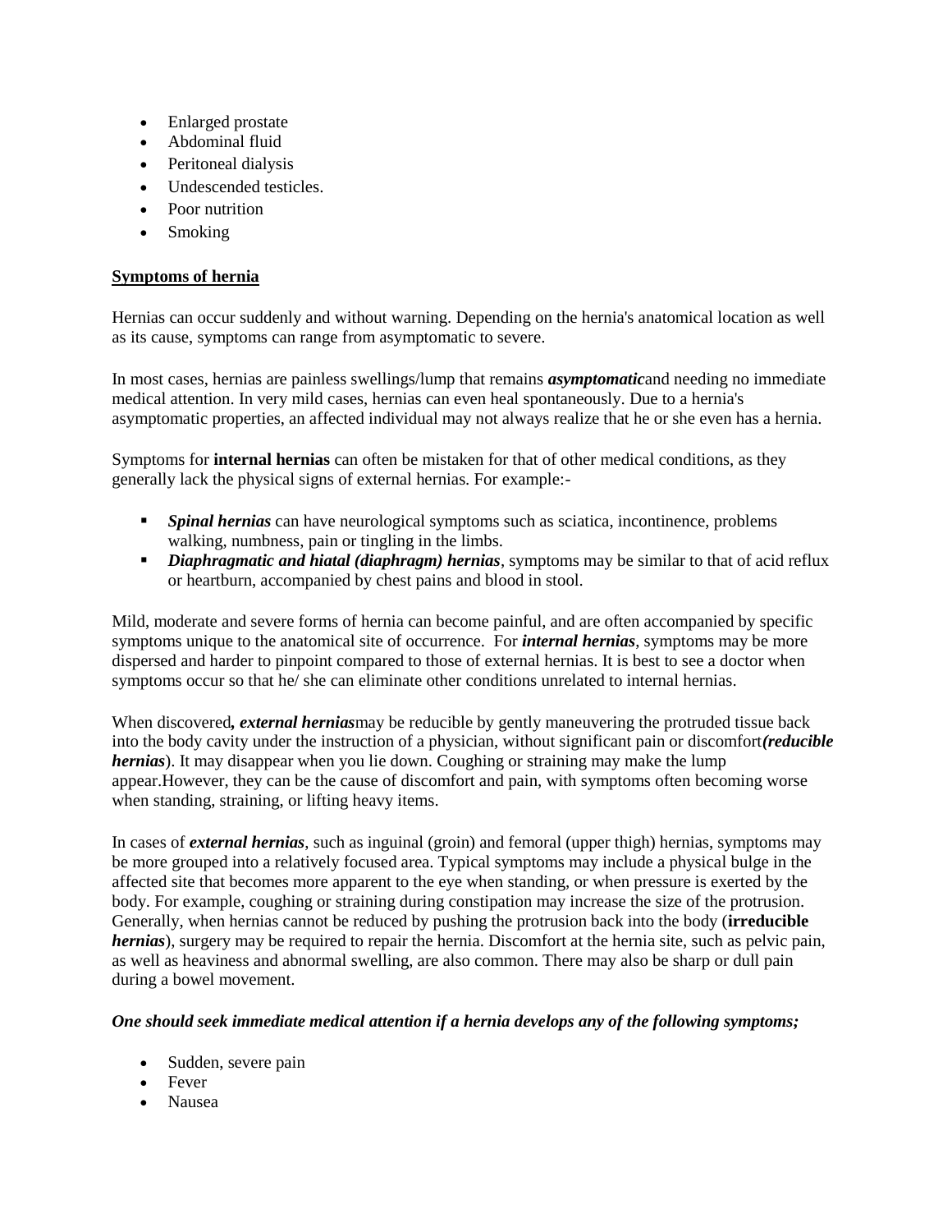- Enlarged prostate
- Abdominal fluid
- Peritoneal dialysis
- Undescended testicles.
- Poor nutrition
- Smoking

**Symptoms of hernia**

Hernias can occur suddenly and without warning. Depending on the hernia's anatomical location as well as its cause, symptoms can range from asymptomatic to severe.

In most cases, hernias are painless swellings/lump that remains ***asymptomatic***and needing no immediate medical attention. In very mild cases, hernias can even heal spontaneously. Due to a hernia's asymptomatic properties, an affected individual may not always realize that he or she even has a hernia.

Symptoms for **internal hernias** can often be mistaken for that of other medical conditions, as they generally lack the physical signs of external hernias. For example:-

- ***Spinal hernias*** can have neurological symptoms such as sciatica, incontinence, problems walking, numbness, pain or tingling in the limbs.
- ***Diaphragmatic and hiatal (diaphragm) hernias***, symptoms may be similar to that of acid reflux or heartburn, accompanied by chest pains and blood in stool.

Mild, moderate and severe forms of hernia can become painful, and are often accompanied by specific symptoms unique to the anatomical site of occurrence. For ***internal hernias***, symptoms may be more dispersed and harder to pinpoint compared to those of external hernias. It is best to see a doctor when symptoms occur so that he/ she can eliminate other conditions unrelated to internal hernias.

When discovered***, external hernias***may be reducible by gently maneuvering the protruded tissue back into the body cavity under the instruction of a physician, without significant pain or discomfort***(reducible hernias***). It may disappear when you lie down. Coughing or straining may make the lump appear.However, they can be the cause of discomfort and pain, with symptoms often becoming worse when standing, straining, or lifting heavy items.

In cases of ***external hernias***, such as inguinal (groin) and femoral (upper thigh) hernias, symptoms may be more grouped into a relatively focused area. Typical symptoms may include a physical bulge in the affected site that becomes more apparent to the eye when standing, or when pressure is exerted by the body. For example, coughing or straining during constipation may increase the size of the protrusion. Generally, when hernias cannot be reduced by pushing the protrusion back into the body (**irreducible *hernias***), surgery may be required to repair the hernia. Discomfort at the hernia site, such as pelvic pain, as well as heaviness and abnormal swelling, are also common. There may also be sharp or dull pain during a bowel movement.

***One should seek immediate medical attention if a hernia develops any of the following symptoms;***

- Sudden, severe pain
- Fever
- Nausea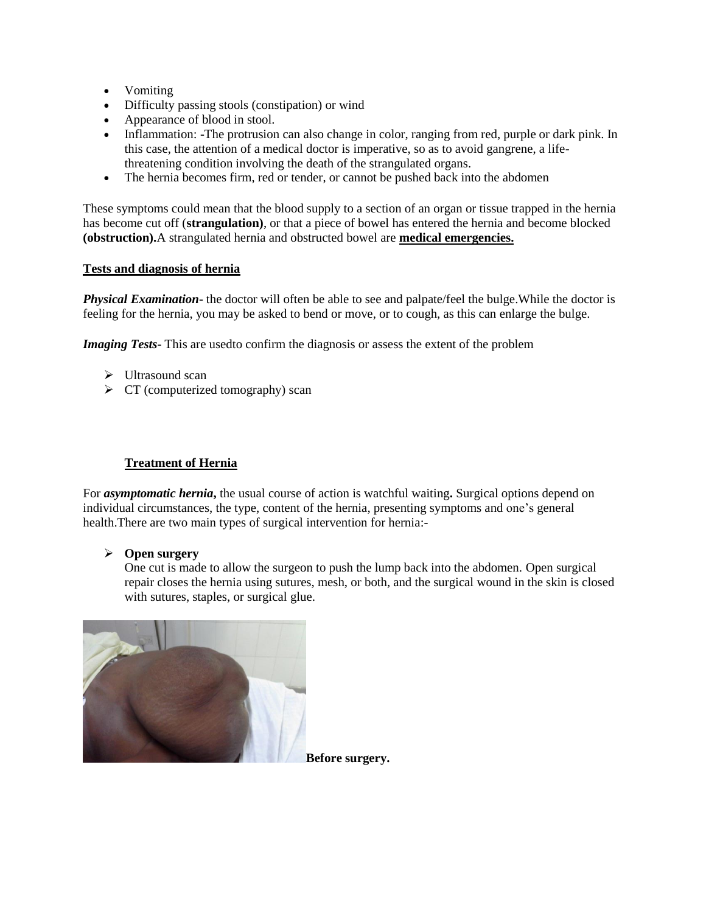- Vomiting
- Difficulty passing stools (constipation) or wind
- Appearance of blood in stool.
- Inflammation: -The protrusion can also change in color, ranging from red, purple or dark pink. In this case, the attention of a medical doctor is imperative, so as to avoid gangrene, a life-threatening condition involving the death of the strangulated organs.
- The hernia becomes firm, red or tender, or cannot be pushed back into the abdomen

These symptoms could mean that the blood supply to a section of an organ or tissue trapped in the hernia has become cut off (**strangulation)**, or that a piece of bowel has entered the hernia and become blocked **(obstruction).**A strangulated hernia and obstructed bowel are **medical emergencies.**

## Tests and diagnosis of hernia

***Physical Examination***- the doctor will often be able to see and palpate/feel the bulge.While the doctor is feeling for the hernia, you may be asked to bend or move, or to cough, as this can enlarge the bulge.

***Imaging Tests***- This are usedto confirm the diagnosis or assess the extent of the problem

- Ultrasound scan
- CT (computerized tomography) scan

## Treatment of Hernia

For ***asymptomatic hernia*****,** the usual course of action is watchful waiting**.** Surgical options depend on individual circumstances, the type, content of the hernia, presenting symptoms and one's general health.There are two main types of surgical intervention for hernia:-

- **Open surgery**

  One cut is made to allow the surgeon to push the lump back into the abdomen. Open surgical repair closes the hernia using sutures, mesh, or both, and the surgical wound in the skin is closed with sutures, staples, or surgical glue.

**Before surgery.**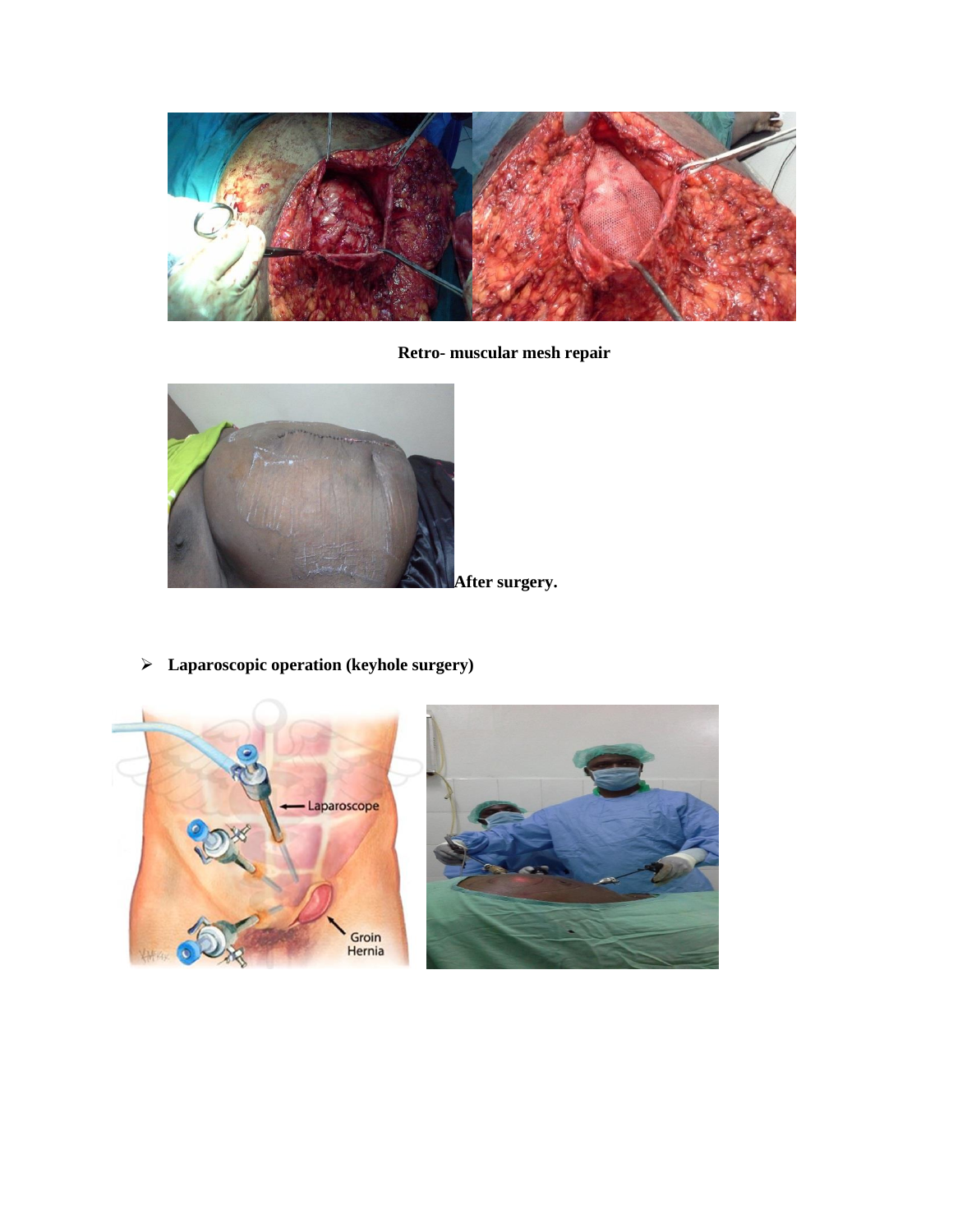**Retro- muscular mesh repair**

**After surgery.**

- **Laparoscopic operation (keyhole surgery)**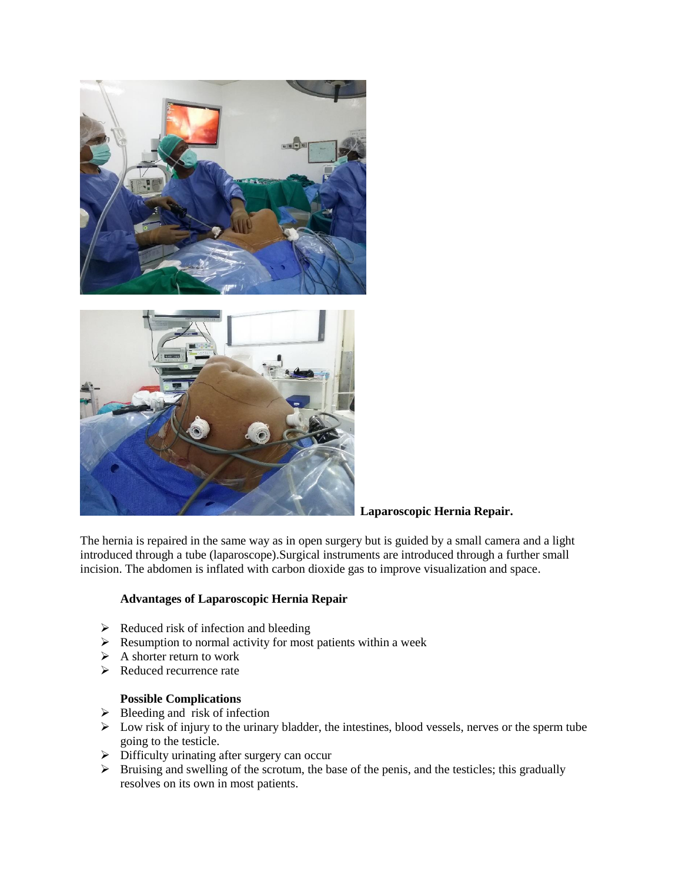**Laparoscopic Hernia Repair.**

The hernia is repaired in the same way as in open surgery but is guided by a small camera and a light introduced through a tube (laparoscope).Surgical instruments are introduced through a further small incision. The abdomen is inflated with carbon dioxide gas to improve visualization and space.

**Advantages of Laparoscopic Hernia Repair**

- Reduced risk of infection and bleeding
- Resumption to normal activity for most patients within a week
- A shorter return to work
- Reduced recurrence rate

**Possible Complications**

- Bleeding and risk of infection
- Low risk of injury to the urinary bladder, the intestines, blood vessels, nerves or the sperm tube going to the testicle.
- Difficulty urinating after surgery can occur
- Bruising and swelling of the scrotum, the base of the penis, and the testicles; this gradually resolves on its own in most patients.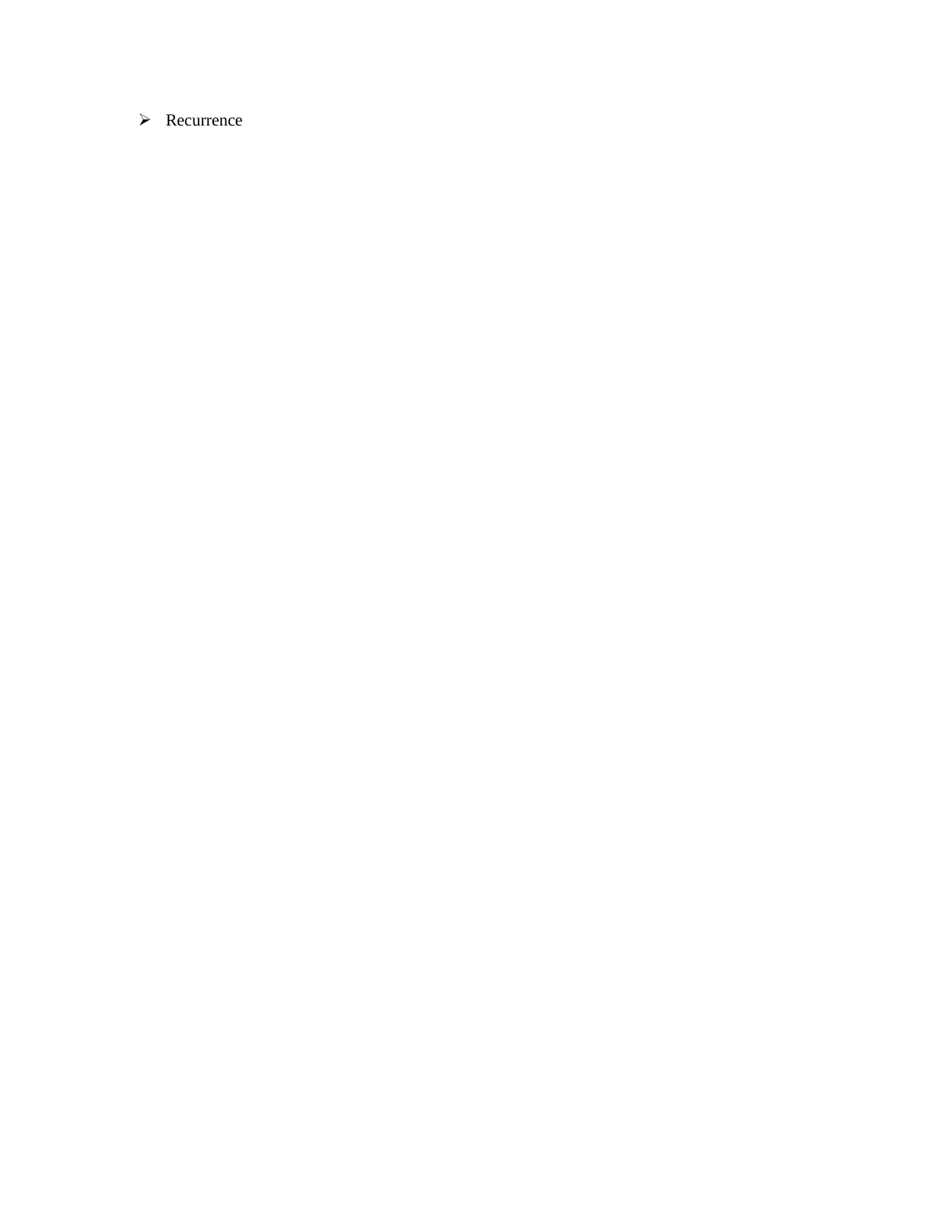- Recurrence